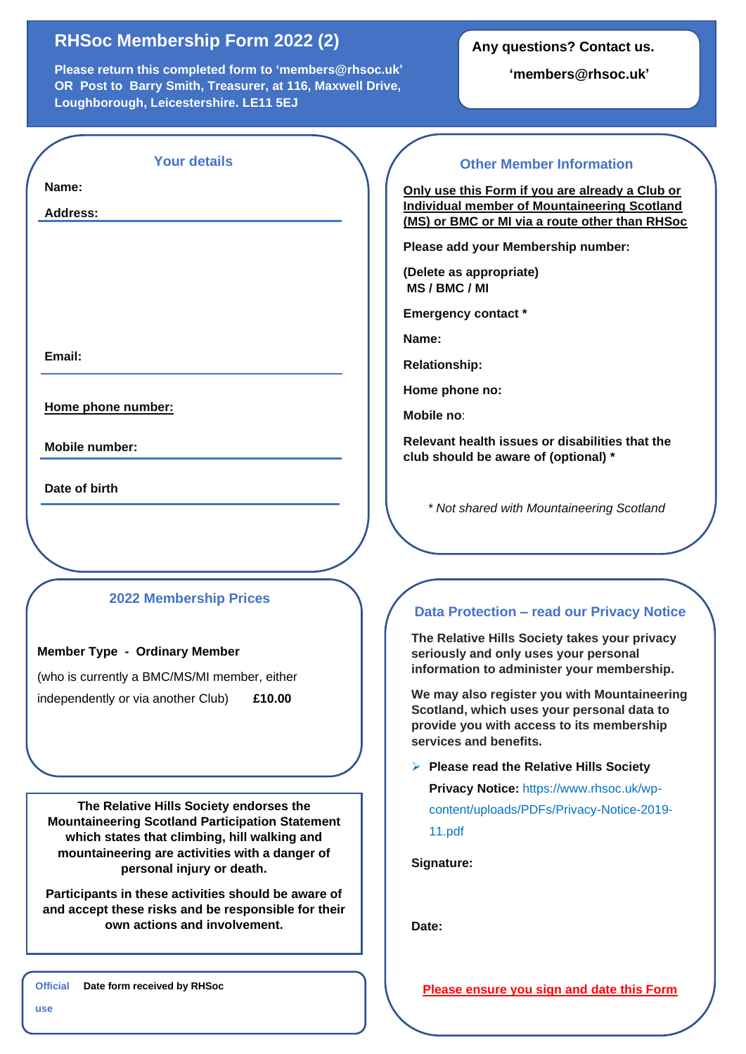# RHSoc Membership Form 2022 (2)

**Please return this completed form to 'members@rhsoc.uk' OR Post to Barry Smith, Treasurer, at 116, Maxwell Drive, Loughborough, Leicestershire. LE11 5EJ**

**Any questions? Contact us.**

**'members@rhsoc.uk'**

## Your details

**Name:**

**Address:**

**Email:**

**Home phone number:**

**Mobile number:**

**Date of birth**

## Other Member Information

**Only use this Form if you are already a Club or Individual member of Mountaineering Scotland (MS) or BMC or MI via a route other than RHSoc**

**Please add your Membership number:**

**(Delete as appropriate)**
**MS / BMC / MI**

**Emergency contact ***

**Name:**

**Relationship:**

**Home phone no:**

**Mobile no**:

**Relevant health issues or disabilities that the club should be aware of (optional) ***

*\* Not shared with Mountaineering Scotland*

## 2022 Membership Prices

**Member Type - Ordinary Member**

(who is currently a BMC/MS/MI member, either independently or via another Club) **£10.00**

**The Relative Hills Society endorses the Mountaineering Scotland Participation Statement which states that climbing, hill walking and mountaineering are activities with a danger of personal injury or death.**

**Participants in these activities should be aware of and accept these risks and be responsible for their own actions and involvement.**

**Official use** **Date form received by RHSoc**

## Data Protection – read our Privacy Notice

**The Relative Hills Society takes your privacy seriously and only uses your personal information to administer your membership.**

**We may also register you with Mountaineering Scotland, which uses your personal data to provide you with access to its membership services and benefits.**

- **Please read the Relative Hills Society Privacy Notice:** https://www.rhsoc.uk/wp-content/uploads/PDFs/Privacy-Notice-2019-11.pdf

**Signature:**

**Date:**

**Please ensure you sign and date this Form**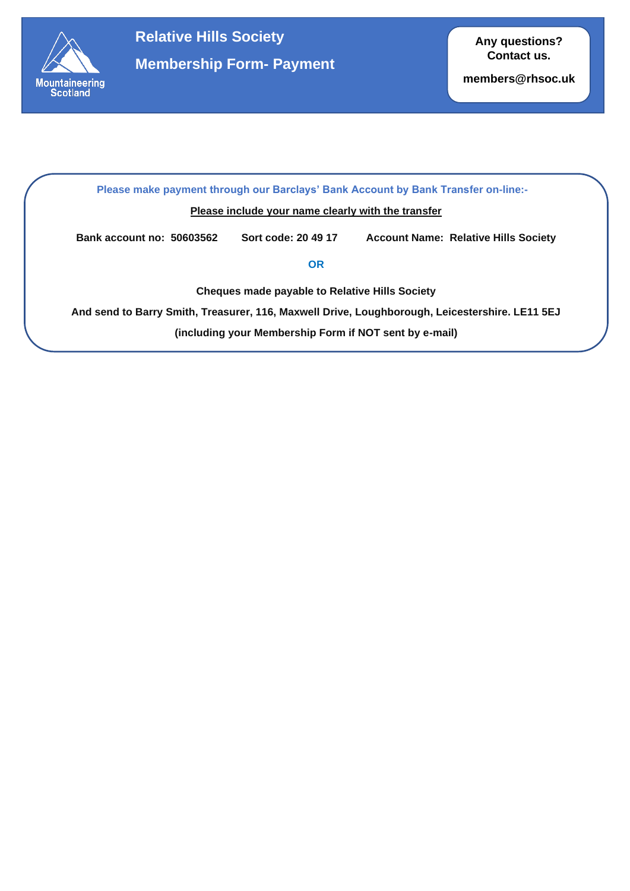# Relative Hills Society

## Membership Form- Payment

**Any questions? Contact us.**

**members@rhsoc.uk**

**Please make payment through our Barclays' Bank Account by Bank Transfer on-line:-**

**Please include your name clearly with the transfer**

**Bank account no: 50603562 Sort code: 20 49 17 Account Name: Relative Hills Society**

**OR**

**Cheques made payable to Relative Hills Society**

**And send to Barry Smith, Treasurer, 116, Maxwell Drive, Loughborough, Leicestershire. LE11 5EJ**

**(including your Membership Form if NOT sent by e-mail)**